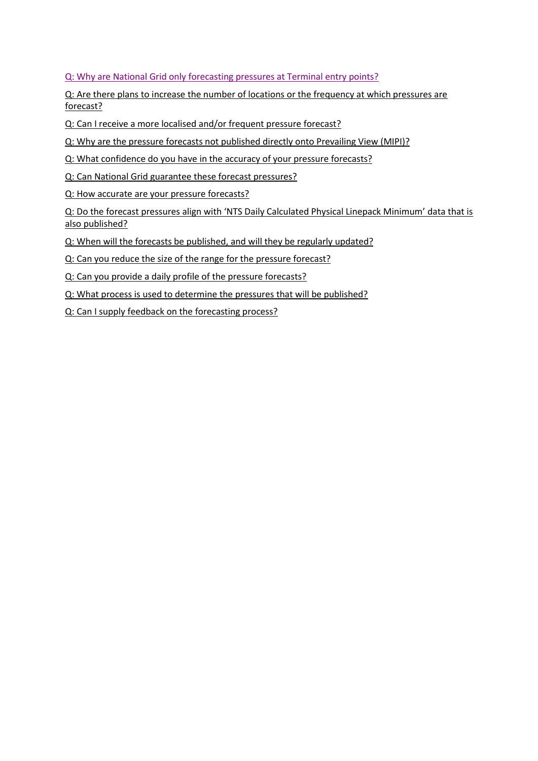Q: Why are National Grid only forecasting pressures at Terminal entry points?

Q: Are there plans to increase the number of locations or the frequency at which pressures are forecast?

Q: Can I receive a more localised and/or frequent pressure forecast?

Q: Why are the pressure forecasts not published directly onto Prevailing View (MIPI)?

Q: What confidence do you have in the accuracy of your pressure forecasts?

Q: Can National Grid guarantee these forecast pressures?

Q: How accurate are your pressure forecasts?

Q: Do the forecast pressures align with 'NTS Daily Calculated Physical Linepack Minimum' data that is also published?

Q: When will the forecasts be published, and will they be regularly updated?

Q: Can you reduce the size of the range for the pressure forecast?

Q: Can you provide a daily profile of the pressure forecasts?

Q: What process is used to determine the pressures that will be published?

Q: Can I supply feedback on the forecasting process?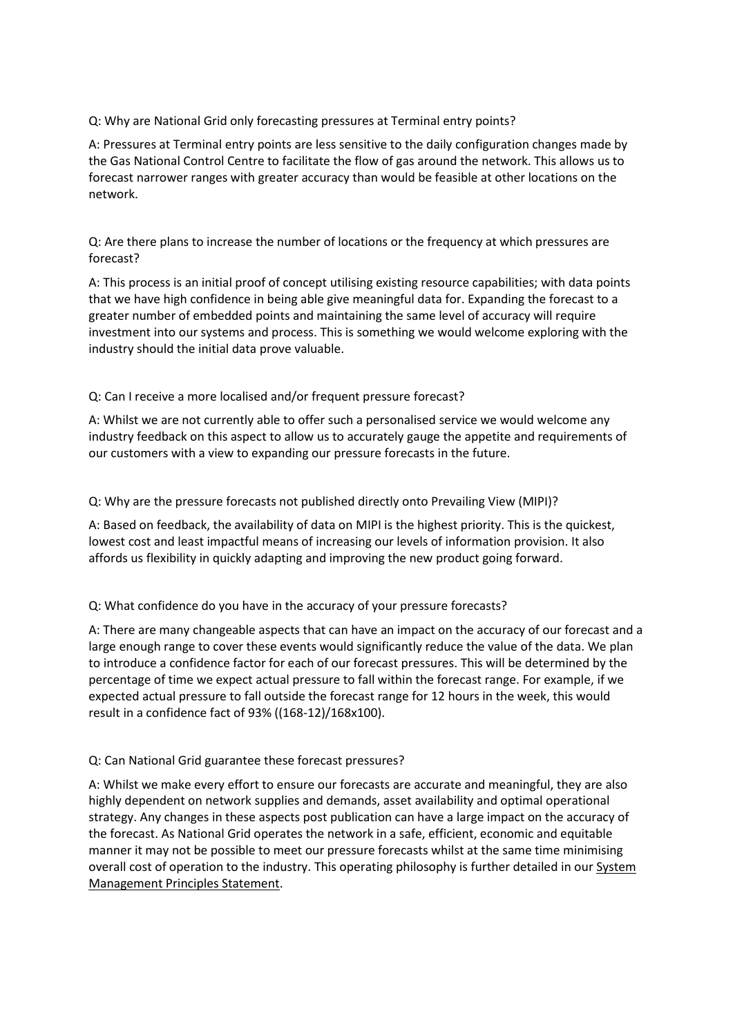Q: Why are National Grid only forecasting pressures at Terminal entry points?

A: Pressures at Terminal entry points are less sensitive to the daily configuration changes made by the Gas National Control Centre to facilitate the flow of gas around the network. This allows us to forecast narrower ranges with greater accuracy than would be feasible at other locations on the network.

Q: Are there plans to increase the number of locations or the frequency at which pressures are forecast?

A: This process is an initial proof of concept utilising existing resource capabilities; with data points that we have high confidence in being able give meaningful data for. Expanding the forecast to a greater number of embedded points and maintaining the same level of accuracy will require investment into our systems and process. This is something we would welcome exploring with the industry should the initial data prove valuable.

Q: Can I receive a more localised and/or frequent pressure forecast?

A: Whilst we are not currently able to offer such a personalised service we would welcome any industry feedback on this aspect to allow us to accurately gauge the appetite and requirements of our customers with a view to expanding our pressure forecasts in the future.

Q: Why are the pressure forecasts not published directly onto Prevailing View (MIPI)?

A: Based on feedback, the availability of data on MIPI is the highest priority. This is the quickest, lowest cost and least impactful means of increasing our levels of information provision. It also affords us flexibility in quickly adapting and improving the new product going forward.

Q: What confidence do you have in the accuracy of your pressure forecasts?

A: There are many changeable aspects that can have an impact on the accuracy of our forecast and a large enough range to cover these events would significantly reduce the value of the data. We plan to introduce a confidence factor for each of our forecast pressures. This will be determined by the percentage of time we expect actual pressure to fall within the forecast range. For example, if we expected actual pressure to fall outside the forecast range for 12 hours in the week, this would result in a confidence fact of 93% ((168-12)/168x100).

Q: Can National Grid guarantee these forecast pressures?

A: Whilst we make every effort to ensure our forecasts are accurate and meaningful, they are also highly dependent on network supplies and demands, asset availability and optimal operational strategy. Any changes in these aspects post publication can have a large impact on the accuracy of the forecast. As National Grid operates the network in a safe, efficient, economic and equitable manner it may not be possible to meet our pressure forecasts whilst at the same time minimising overall cost of operation to the industry. This operating philosophy is further detailed in our System Management Principles Statement.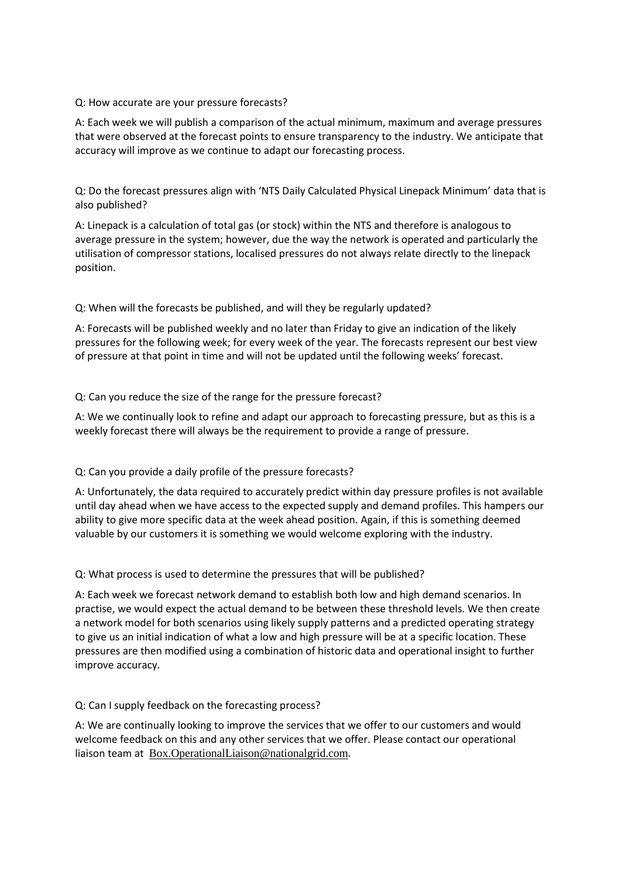Q: How accurate are your pressure forecasts?

A: Each week we will publish a comparison of the actual minimum, maximum and average pressures that were observed at the forecast points to ensure transparency to the industry. We anticipate that accuracy will improve as we continue to adapt our forecasting process.

Q: Do the forecast pressures align with 'NTS Daily Calculated Physical Linepack Minimum' data that is also published?

A: Linepack is a calculation of total gas (or stock) within the NTS and therefore is analogous to average pressure in the system; however, due the way the network is operated and particularly the utilisation of compressor stations, localised pressures do not always relate directly to the linepack position.

Q: When will the forecasts be published, and will they be regularly updated?

A: Forecasts will be published weekly and no later than Friday to give an indication of the likely pressures for the following week; for every week of the year. The forecasts represent our best view of pressure at that point in time and will not be updated until the following weeks' forecast.

Q: Can you reduce the size of the range for the pressure forecast?

A: We we continually look to refine and adapt our approach to forecasting pressure, but as this is a weekly forecast there will always be the requirement to provide a range of pressure.

Q: Can you provide a daily profile of the pressure forecasts?

A: Unfortunately, the data required to accurately predict within day pressure profiles is not available until day ahead when we have access to the expected supply and demand profiles. This hampers our ability to give more specific data at the week ahead position. Again, if this is something deemed valuable by our customers it is something we would welcome exploring with the industry.

Q: What process is used to determine the pressures that will be published?

A: Each week we forecast network demand to establish both low and high demand scenarios. In practise, we would expect the actual demand to be between these threshold levels. We then create a network model for both scenarios using likely supply patterns and a predicted operating strategy to give us an initial indication of what a low and high pressure will be at a specific location. These pressures are then modified using a combination of historic data and operational insight to further improve accuracy.

Q: Can I supply feedback on the forecasting process?

A: We are continually looking to improve the services that we offer to our customers and would welcome feedback on this and any other services that we offer. Please contact our operational liaison team at Box.OperationalLiaison@nationalgrid.com.